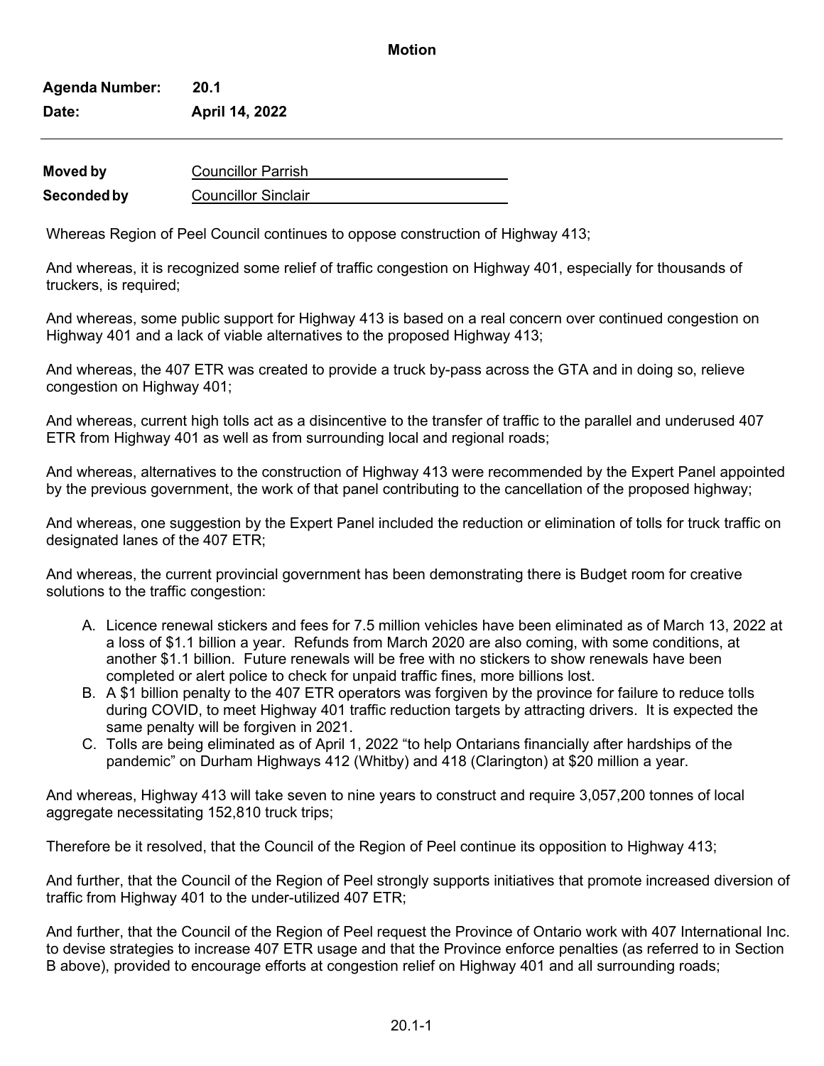# Motion

**Agenda Number:** **20.1**
**Date:** **April 14, 2022**

---

**Moved by** Councillor Parrish
**Seconded by** Councillor Sinclair

Whereas Region of Peel Council continues to oppose construction of Highway 413;

And whereas, it is recognized some relief of traffic congestion on Highway 401, especially for thousands of truckers, is required;

And whereas, some public support for Highway 413 is based on a real concern over continued congestion on Highway 401 and a lack of viable alternatives to the proposed Highway 413;

And whereas, the 407 ETR was created to provide a truck by-pass across the GTA and in doing so, relieve congestion on Highway 401;

And whereas, current high tolls act as a disincentive to the transfer of traffic to the parallel and underused 407 ETR from Highway 401 as well as from surrounding local and regional roads;

And whereas, alternatives to the construction of Highway 413 were recommended by the Expert Panel appointed by the previous government, the work of that panel contributing to the cancellation of the proposed highway;

And whereas, one suggestion by the Expert Panel included the reduction or elimination of tolls for truck traffic on designated lanes of the 407 ETR;

And whereas, the current provincial government has been demonstrating there is Budget room for creative solutions to the traffic congestion:

A. Licence renewal stickers and fees for 7.5 million vehicles have been eliminated as of March 13, 2022 at a loss of $1.1 billion a year. Refunds from March 2020 are also coming, with some conditions, at another $1.1 billion. Future renewals will be free with no stickers to show renewals have been completed or alert police to check for unpaid traffic fines, more billions lost.
B. A $1 billion penalty to the 407 ETR operators was forgiven by the province for failure to reduce tolls during COVID, to meet Highway 401 traffic reduction targets by attracting drivers. It is expected the same penalty will be forgiven in 2021.
C. Tolls are being eliminated as of April 1, 2022 "to help Ontarians financially after hardships of the pandemic" on Durham Highways 412 (Whitby) and 418 (Clarington) at $20 million a year.

And whereas, Highway 413 will take seven to nine years to construct and require 3,057,200 tonnes of local aggregate necessitating 152,810 truck trips;

Therefore be it resolved, that the Council of the Region of Peel continue its opposition to Highway 413;

And further, that the Council of the Region of Peel strongly supports initiatives that promote increased diversion of traffic from Highway 401 to the under-utilized 407 ETR;

And further, that the Council of the Region of Peel request the Province of Ontario work with 407 International Inc. to devise strategies to increase 407 ETR usage and that the Province enforce penalties (as referred to in Section B above), provided to encourage efforts at congestion relief on Highway 401 and all surrounding roads;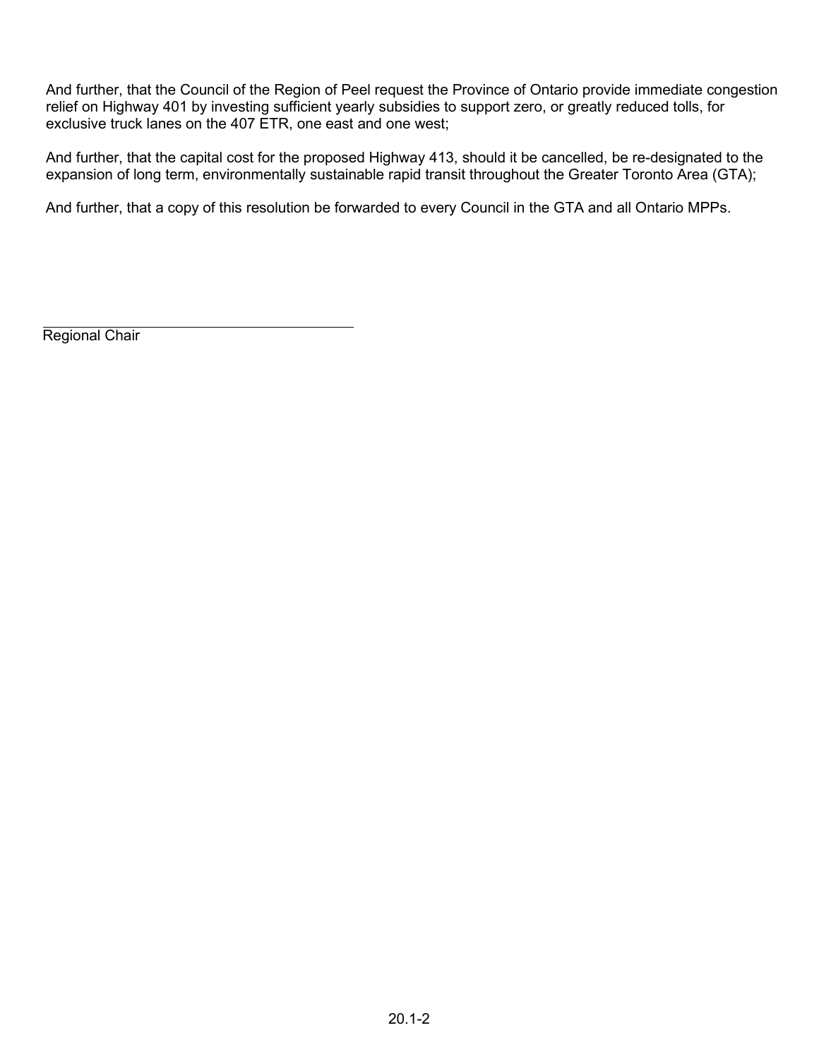And further, that the Council of the Region of Peel request the Province of Ontario provide immediate congestion relief on Highway 401 by investing sufficient yearly subsidies to support zero, or greatly reduced tolls, for exclusive truck lanes on the 407 ETR, one east and one west;

And further, that the capital cost for the proposed Highway 413, should it be cancelled, be re-designated to the expansion of long term, environmentally sustainable rapid transit throughout the Greater Toronto Area (GTA);

And further, that a copy of this resolution be forwarded to every Council in the GTA and all Ontario MPPs.

\_\_\_\_\_\_\_\_\_\_\_\_\_\_\_\_\_\_\_\_\_\_\_\_\_\_\_\_\_\_\_\_\_\_\_\_

Regional Chair